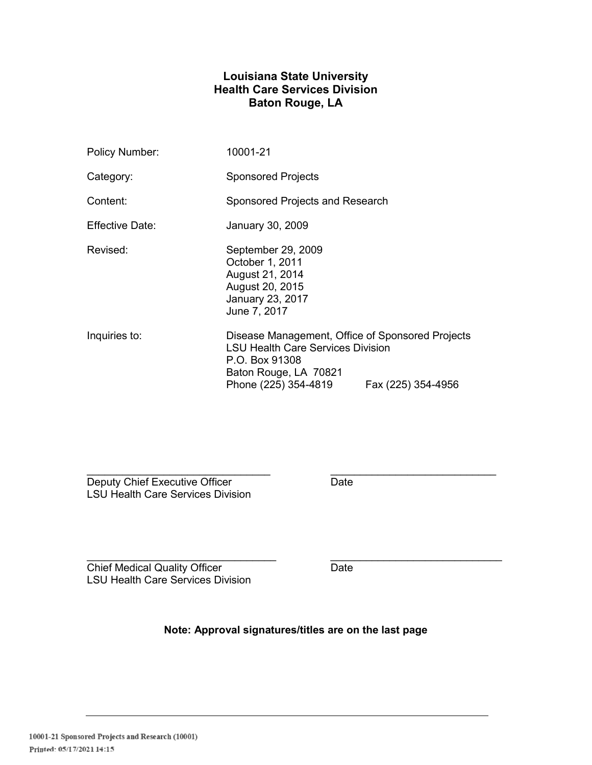# Louisiana State University
## Health Care Services Division
## Baton Rouge, LA

| | |
|---|---|
| Policy Number: | 10001-21 |
| Category: | Sponsored Projects |
| Content: | Sponsored Projects and Research |
| Effective Date: | January 30, 2009 |
| Revised: | September 29, 2009<br>October 1, 2011<br>August 21, 2014<br>August 20, 2015<br>January 23, 2017<br>June 7, 2017 |
| Inquiries to: | Disease Management, Office of Sponsored Projects<br>LSU Health Care Services Division<br>P.O. Box 91308<br>Baton Rouge, LA 70821<br>Phone (225) 354-4819 Fax (225) 354-4956 |

\_\_\_\_\_\_\_\_\_\_\_\_\_\_\_\_\_\_\_\_\_\_\_\_\_\_\_\_\_\_ \_\_\_\_\_\_\_\_\_\_\_\_\_\_\_\_\_\_\_\_\_\_\_\_\_\_\_\_

Deputy Chief Executive Officer — Date
LSU Health Care Services Division

\_\_\_\_\_\_\_\_\_\_\_\_\_\_\_\_\_\_\_\_\_\_\_\_\_\_\_\_\_\_ \_\_\_\_\_\_\_\_\_\_\_\_\_\_\_\_\_\_\_\_\_\_\_\_\_\_\_\_

Chief Medical Quality Officer — Date
LSU Health Care Services Division

**Note: Approval signatures/titles are on the last page**

10001-21 Sponsored Projects and Research (10001)
Printed: 05/17/2021 14:15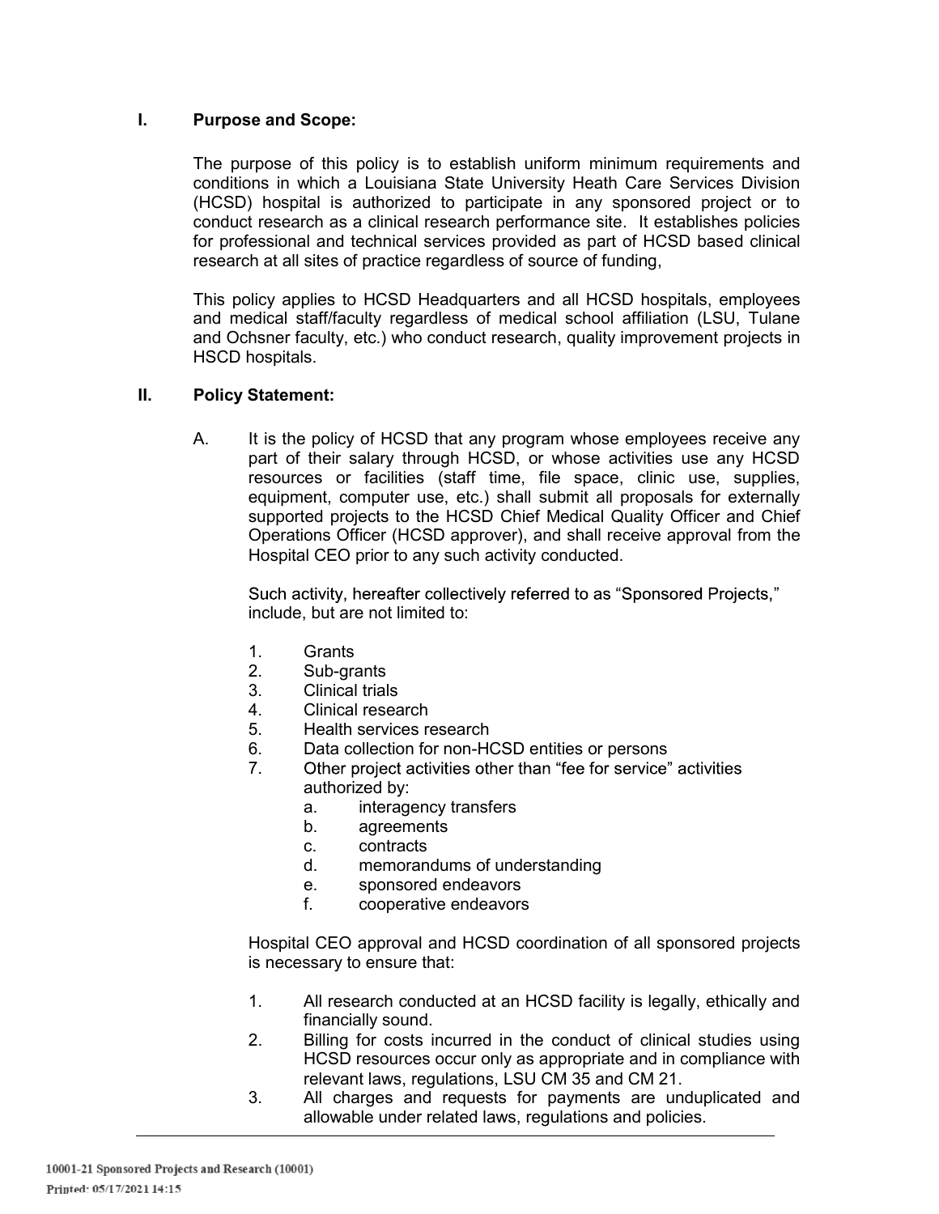## I. Purpose and Scope:

The purpose of this policy is to establish uniform minimum requirements and conditions in which a Louisiana State University Heath Care Services Division (HCSD) hospital is authorized to participate in any sponsored project or to conduct research as a clinical research performance site. It establishes policies for professional and technical services provided as part of HCSD based clinical research at all sites of practice regardless of source of funding,

This policy applies to HCSD Headquarters and all HCSD hospitals, employees and medical staff/faculty regardless of medical school affiliation (LSU, Tulane and Ochsner faculty, etc.) who conduct research, quality improvement projects in HSCD hospitals.

## II. Policy Statement:

A. It is the policy of HCSD that any program whose employees receive any part of their salary through HCSD, or whose activities use any HCSD resources or facilities (staff time, file space, clinic use, supplies, equipment, computer use, etc.) shall submit all proposals for externally supported projects to the HCSD Chief Medical Quality Officer and Chief Operations Officer (HCSD approver), and shall receive approval from the Hospital CEO prior to any such activity conducted.

   Such activity, hereafter collectively referred to as "Sponsored Projects," include, but are not limited to:

   1. Grants
   2. Sub-grants
   3. Clinical trials
   4. Clinical research
   5. Health services research
   6. Data collection for non-HCSD entities or persons
   7. Other project activities other than "fee for service" activities authorized by:
      a. interagency transfers
      b. agreements
      c. contracts
      d. memorandums of understanding
      e. sponsored endeavors
      f. cooperative endeavors

   Hospital CEO approval and HCSD coordination of all sponsored projects is necessary to ensure that:

   1. All research conducted at an HCSD facility is legally, ethically and financially sound.
   2. Billing for costs incurred in the conduct of clinical studies using HCSD resources occur only as appropriate and in compliance with relevant laws, regulations, LSU CM 35 and CM 21.
   3. All charges and requests for payments are unduplicated and allowable under related laws, regulations and policies.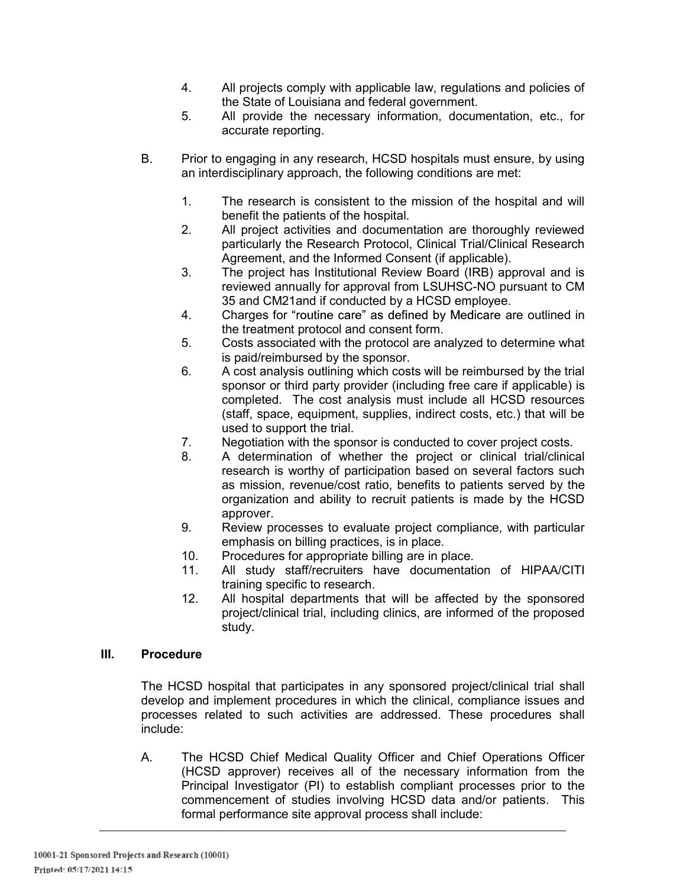4. All projects comply with applicable law, regulations and policies of the State of Louisiana and federal government.
5. All provide the necessary information, documentation, etc., for accurate reporting.

B. Prior to engaging in any research, HCSD hospitals must ensure, by using an interdisciplinary approach, the following conditions are met:

1. The research is consistent to the mission of the hospital and will benefit the patients of the hospital.
2. All project activities and documentation are thoroughly reviewed particularly the Research Protocol, Clinical Trial/Clinical Research Agreement, and the Informed Consent (if applicable).
3. The project has Institutional Review Board (IRB) approval and is reviewed annually for approval from LSUHSC-NO pursuant to CM 35 and CM21and if conducted by a HCSD employee.
4. Charges for "routine care" as defined by Medicare are outlined in the treatment protocol and consent form.
5. Costs associated with the protocol are analyzed to determine what is paid/reimbursed by the sponsor.
6. A cost analysis outlining which costs will be reimbursed by the trial sponsor or third party provider (including free care if applicable) is completed. The cost analysis must include all HCSD resources (staff, space, equipment, supplies, indirect costs, etc.) that will be used to support the trial.
7. Negotiation with the sponsor is conducted to cover project costs.
8. A determination of whether the project or clinical trial/clinical research is worthy of participation based on several factors such as mission, revenue/cost ratio, benefits to patients served by the organization and ability to recruit patients is made by the HCSD approver.
9. Review processes to evaluate project compliance, with particular emphasis on billing practices, is in place.
10. Procedures for appropriate billing are in place.
11. All study staff/recruiters have documentation of HIPAA/CITI training specific to research.
12. All hospital departments that will be affected by the sponsored project/clinical trial, including clinics, are informed of the proposed study.

## III. Procedure

The HCSD hospital that participates in any sponsored project/clinical trial shall develop and implement procedures in which the clinical, compliance issues and processes related to such activities are addressed. These procedures shall include:

A. The HCSD Chief Medical Quality Officer and Chief Operations Officer (HCSD approver) receives all of the necessary information from the Principal Investigator (PI) to establish compliant processes prior to the commencement of studies involving HCSD data and/or patients. This formal performance site approval process shall include: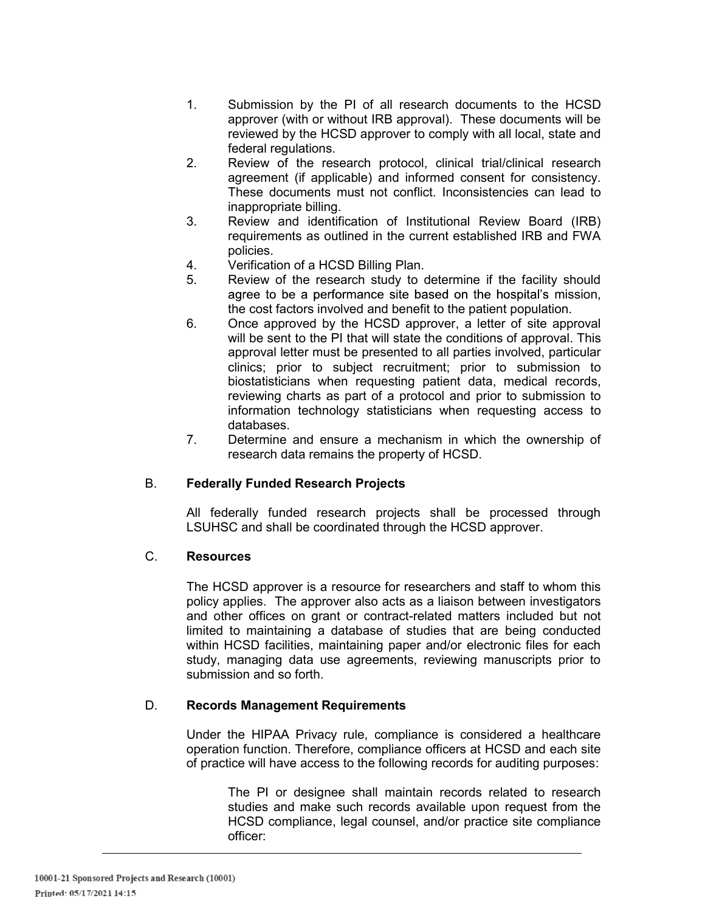1. Submission by the PI of all research documents to the HCSD approver (with or without IRB approval). These documents will be reviewed by the HCSD approver to comply with all local, state and federal regulations.
2. Review of the research protocol, clinical trial/clinical research agreement (if applicable) and informed consent for consistency. These documents must not conflict. Inconsistencies can lead to inappropriate billing.
3. Review and identification of Institutional Review Board (IRB) requirements as outlined in the current established IRB and FWA policies.
4. Verification of a HCSD Billing Plan.
5. Review of the research study to determine if the facility should agree to be a performance site based on the hospital's mission, the cost factors involved and benefit to the patient population.
6. Once approved by the HCSD approver, a letter of site approval will be sent to the PI that will state the conditions of approval. This approval letter must be presented to all parties involved, particular clinics; prior to subject recruitment; prior to submission to biostatisticians when requesting patient data, medical records, reviewing charts as part of a protocol and prior to submission to information technology statisticians when requesting access to databases.
7. Determine and ensure a mechanism in which the ownership of research data remains the property of HCSD.

B. **Federally Funded Research Projects**

All federally funded research projects shall be processed through LSUHSC and shall be coordinated through the HCSD approver.

C. **Resources**

The HCSD approver is a resource for researchers and staff to whom this policy applies. The approver also acts as a liaison between investigators and other offices on grant or contract-related matters included but not limited to maintaining a database of studies that are being conducted within HCSD facilities, maintaining paper and/or electronic files for each study, managing data use agreements, reviewing manuscripts prior to submission and so forth.

D. **Records Management Requirements**

Under the HIPAA Privacy rule, compliance is considered a healthcare operation function. Therefore, compliance officers at HCSD and each site of practice will have access to the following records for auditing purposes:

The PI or designee shall maintain records related to research studies and make such records available upon request from the HCSD compliance, legal counsel, and/or practice site compliance officer: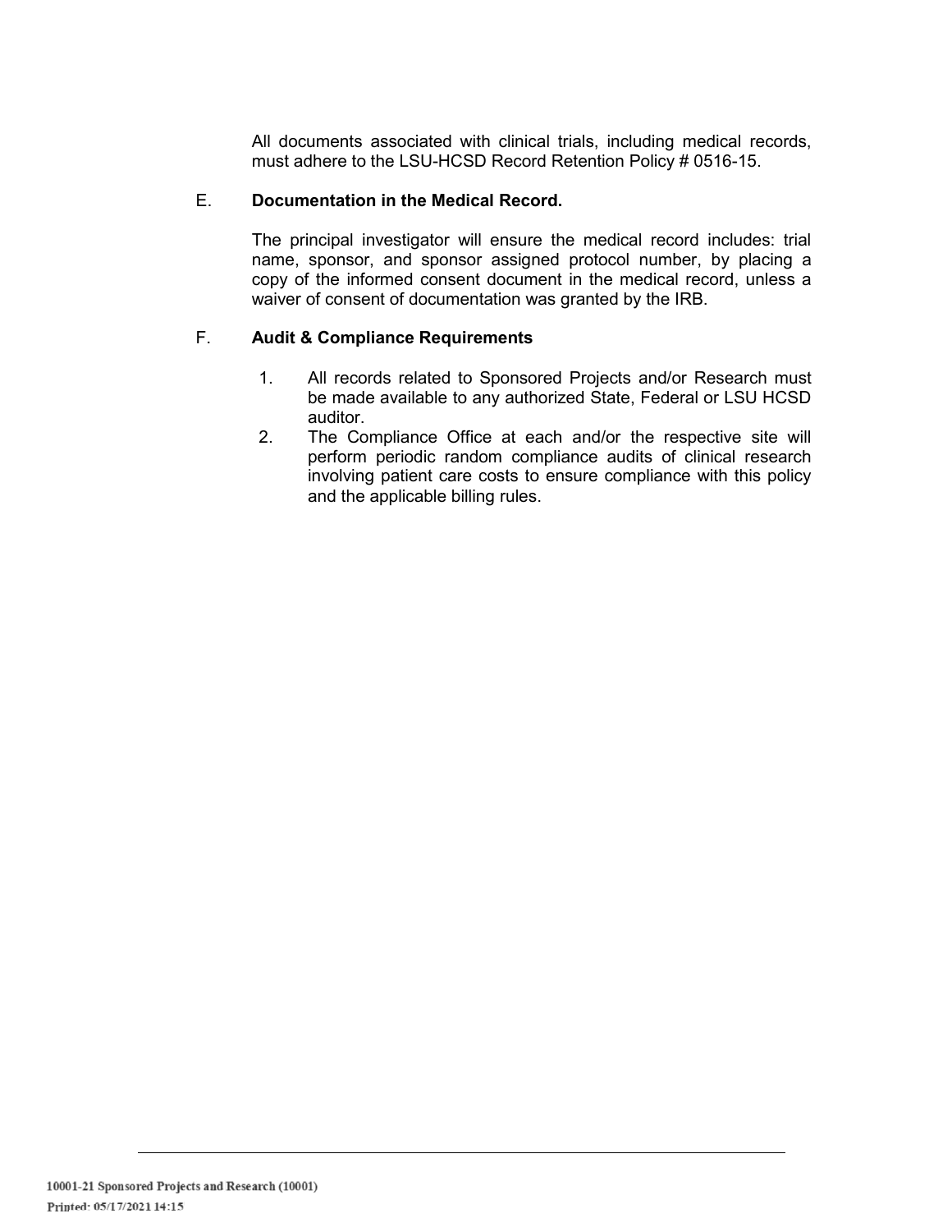All documents associated with clinical trials, including medical records, must adhere to the LSU-HCSD Record Retention Policy # 0516-15.

E. **Documentation in the Medical Record.**

The principal investigator will ensure the medical record includes: trial name, sponsor, and sponsor assigned protocol number, by placing a copy of the informed consent document in the medical record, unless a waiver of consent of documentation was granted by the IRB.

F. **Audit & Compliance Requirements**

1. All records related to Sponsored Projects and/or Research must be made available to any authorized State, Federal or LSU HCSD auditor.
2. The Compliance Office at each and/or the respective site will perform periodic random compliance audits of clinical research involving patient care costs to ensure compliance with this policy and the applicable billing rules.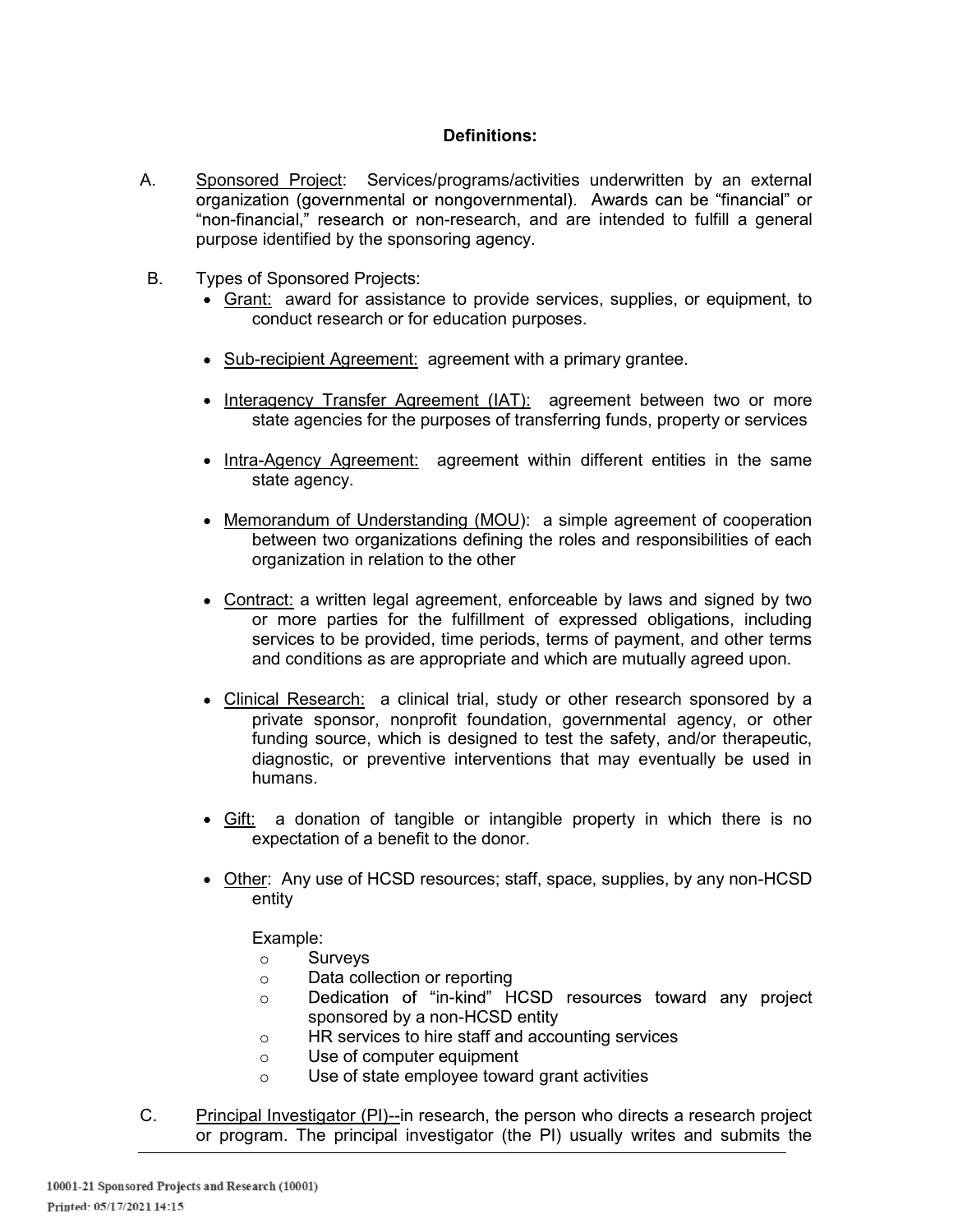**Definitions:**

A. Sponsored Project: Services/programs/activities underwritten by an external organization (governmental or nongovernmental). Awards can be "financial" or "non-financial," research or non-research, and are intended to fulfill a general purpose identified by the sponsoring agency.

B. Types of Sponsored Projects:

- Grant: award for assistance to provide services, supplies, or equipment, to conduct research or for education purposes.
- Sub-recipient Agreement: agreement with a primary grantee.
- Interagency Transfer Agreement (IAT): agreement between two or more state agencies for the purposes of transferring funds, property or services
- Intra-Agency Agreement: agreement within different entities in the same state agency.
- Memorandum of Understanding (MOU): a simple agreement of cooperation between two organizations defining the roles and responsibilities of each organization in relation to the other
- Contract: a written legal agreement, enforceable by laws and signed by two or more parties for the fulfillment of expressed obligations, including services to be provided, time periods, terms of payment, and other terms and conditions as are appropriate and which are mutually agreed upon.
- Clinical Research: a clinical trial, study or other research sponsored by a private sponsor, nonprofit foundation, governmental agency, or other funding source, which is designed to test the safety, and/or therapeutic, diagnostic, or preventive interventions that may eventually be used in humans.
- Gift: a donation of tangible or intangible property in which there is no expectation of a benefit to the donor.
- Other: Any use of HCSD resources; staff, space, supplies, by any non-HCSD entity

  Example:
  - Surveys
  - Data collection or reporting
  - Dedication of "in-kind" HCSD resources toward any project sponsored by a non-HCSD entity
  - HR services to hire staff and accounting services
  - Use of computer equipment
  - Use of state employee toward grant activities

C. Principal Investigator (PI)--in research, the person who directs a research project or program. The principal investigator (the PI) usually writes and submits the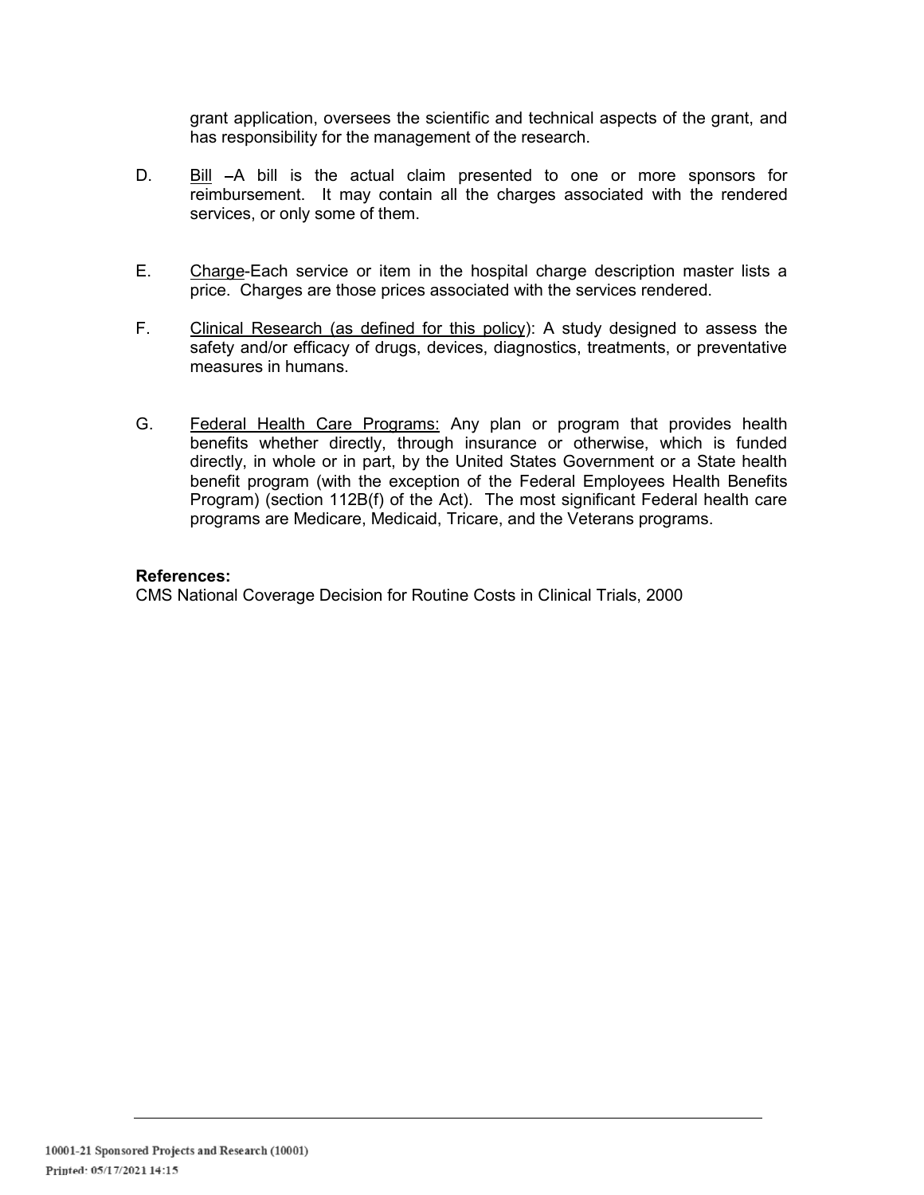grant application, oversees the scientific and technical aspects of the grant, and has responsibility for the management of the research.

D. Bill –A bill is the actual claim presented to one or more sponsors for reimbursement. It may contain all the charges associated with the rendered services, or only some of them.

E. Charge-Each service or item in the hospital charge description master lists a price. Charges are those prices associated with the services rendered.

F. Clinical Research (as defined for this policy): A study designed to assess the safety and/or efficacy of drugs, devices, diagnostics, treatments, or preventative measures in humans.

G. Federal Health Care Programs: Any plan or program that provides health benefits whether directly, through insurance or otherwise, which is funded directly, in whole or in part, by the United States Government or a State health benefit program (with the exception of the Federal Employees Health Benefits Program) (section 112B(f) of the Act). The most significant Federal health care programs are Medicare, Medicaid, Tricare, and the Veterans programs.

**References:**
CMS National Coverage Decision for Routine Costs in Clinical Trials, 2000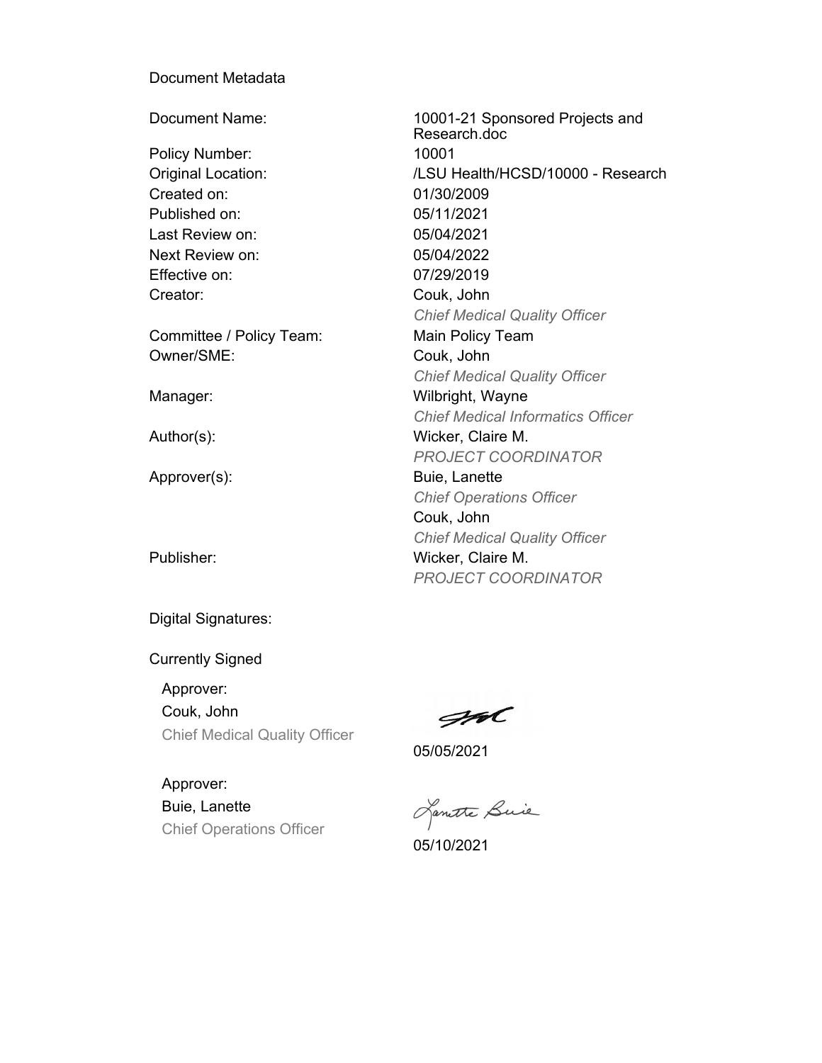Document Metadata

| | |
|---|---|
| Document Name: | 10001-21 Sponsored Projects and Research.doc |
| Policy Number: | 10001 |
| Original Location: | /LSU Health/HCSD/10000 - Research |
| Created on: | 01/30/2009 |
| Published on: | 05/11/2021 |
| Last Review on: | 05/04/2021 |
| Next Review on: | 05/04/2022 |
| Effective on: | 07/29/2019 |
| Creator: | Couk, John<br>*Chief Medical Quality Officer* |
| Committee / Policy Team: | Main Policy Team |
| Owner/SME: | Couk, John<br>*Chief Medical Quality Officer* |
| Manager: | Wilbright, Wayne<br>*Chief Medical Informatics Officer* |
| Author(s): | Wicker, Claire M.<br>*PROJECT COORDINATOR* |
| Approver(s): | Buie, Lanette<br>*Chief Operations Officer*<br>Couk, John<br>*Chief Medical Quality Officer* |
| Publisher: | Wicker, Claire M.<br>*PROJECT COORDINATOR* |

Digital Signatures:

Currently Signed

Approver:
Couk, John
Chief Medical Quality Officer

05/05/2021

Approver:
Buie, Lanette
Chief Operations Officer

05/10/2021